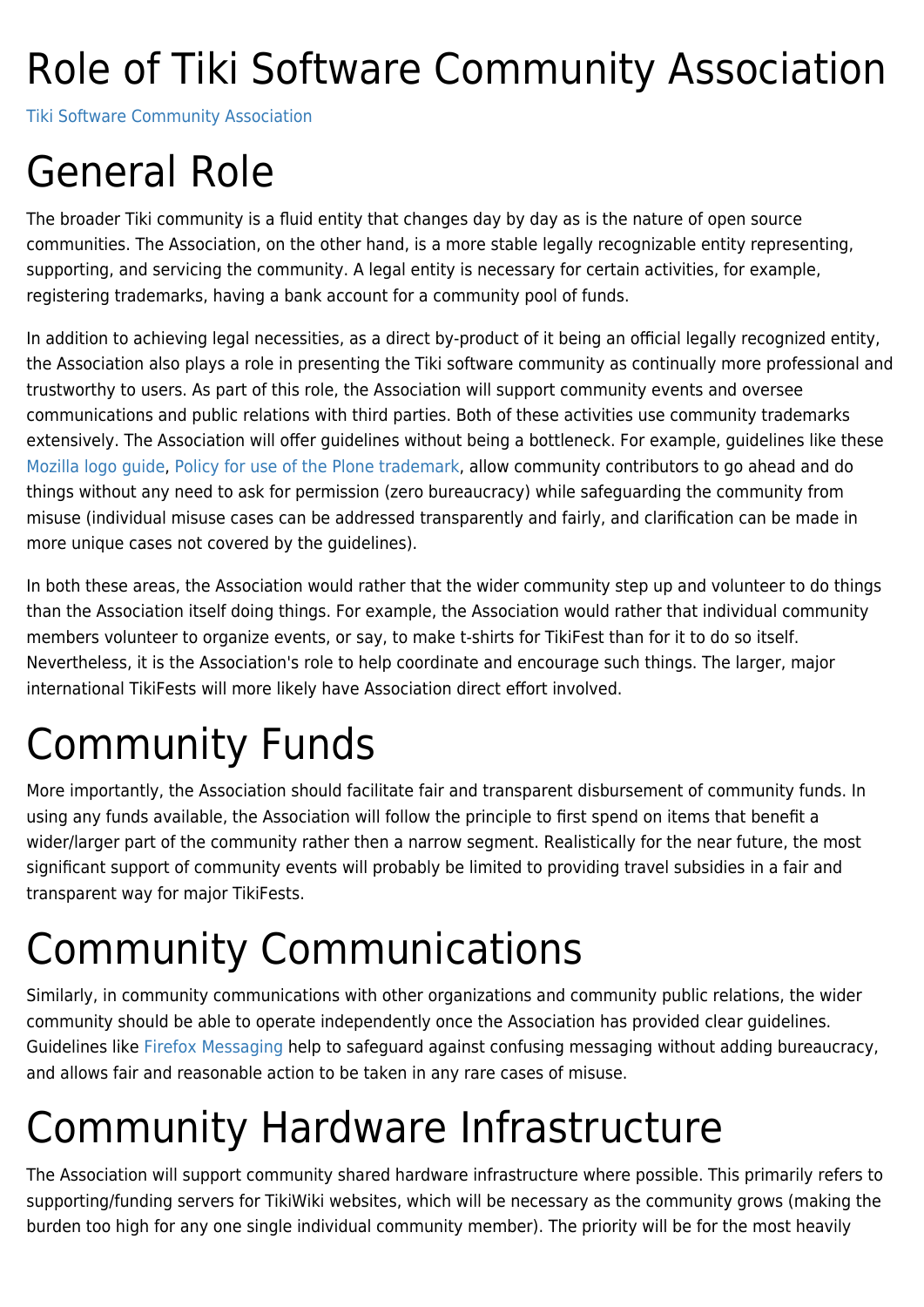# Role of Tiki Software Community Association

Tiki Software Community Association

# General Role

The broader Tiki community is a fluid entity that changes day by day as is the nature of open source communities. The Association, on the other hand, is a more stable legally recognizable entity representing, supporting, and servicing the community. A legal entity is necessary for certain activities, for example, registering trademarks, having a bank account for a community pool of funds.

In addition to achieving legal necessities, as a direct by-product of it being an official legally recognized entity, the Association also plays a role in presenting the Tiki software community as continually more professional and trustworthy to users. As part of this role, the Association will support community events and oversee communications and public relations with third parties. Both of these activities use community trademarks extensively. The Association will offer guidelines without being a bottleneck. For example, guidelines like these Mozilla logo guide, Policy for use of the Plone trademark, allow community contributors to go ahead and do things without any need to ask for permission (zero bureaucracy) while safeguarding the community from misuse (individual misuse cases can be addressed transparently and fairly, and clarification can be made in more unique cases not covered by the guidelines).

In both these areas, the Association would rather that the wider community step up and volunteer to do things than the Association itself doing things. For example, the Association would rather that individual community members volunteer to organize events, or say, to make t-shirts for TikiFest than for it to do so itself. Nevertheless, it is the Association's role to help coordinate and encourage such things. The larger, major international TikiFests will more likely have Association direct effort involved.

# Community Funds

More importantly, the Association should facilitate fair and transparent disbursement of community funds. In using any funds available, the Association will follow the principle to first spend on items that benefit a wider/larger part of the community rather then a narrow segment. Realistically for the near future, the most significant support of community events will probably be limited to providing travel subsidies in a fair and transparent way for major TikiFests.

# Community Communications

Similarly, in community communications with other organizations and community public relations, the wider community should be able to operate independently once the Association has provided clear guidelines. Guidelines like Firefox Messaging help to safeguard against confusing messaging without adding bureaucracy, and allows fair and reasonable action to be taken in any rare cases of misuse.

# Community Hardware Infrastructure

The Association will support community shared hardware infrastructure where possible. This primarily refers to supporting/funding servers for TikiWiki websites, which will be necessary as the community grows (making the burden too high for any one single individual community member). The priority will be for the most heavily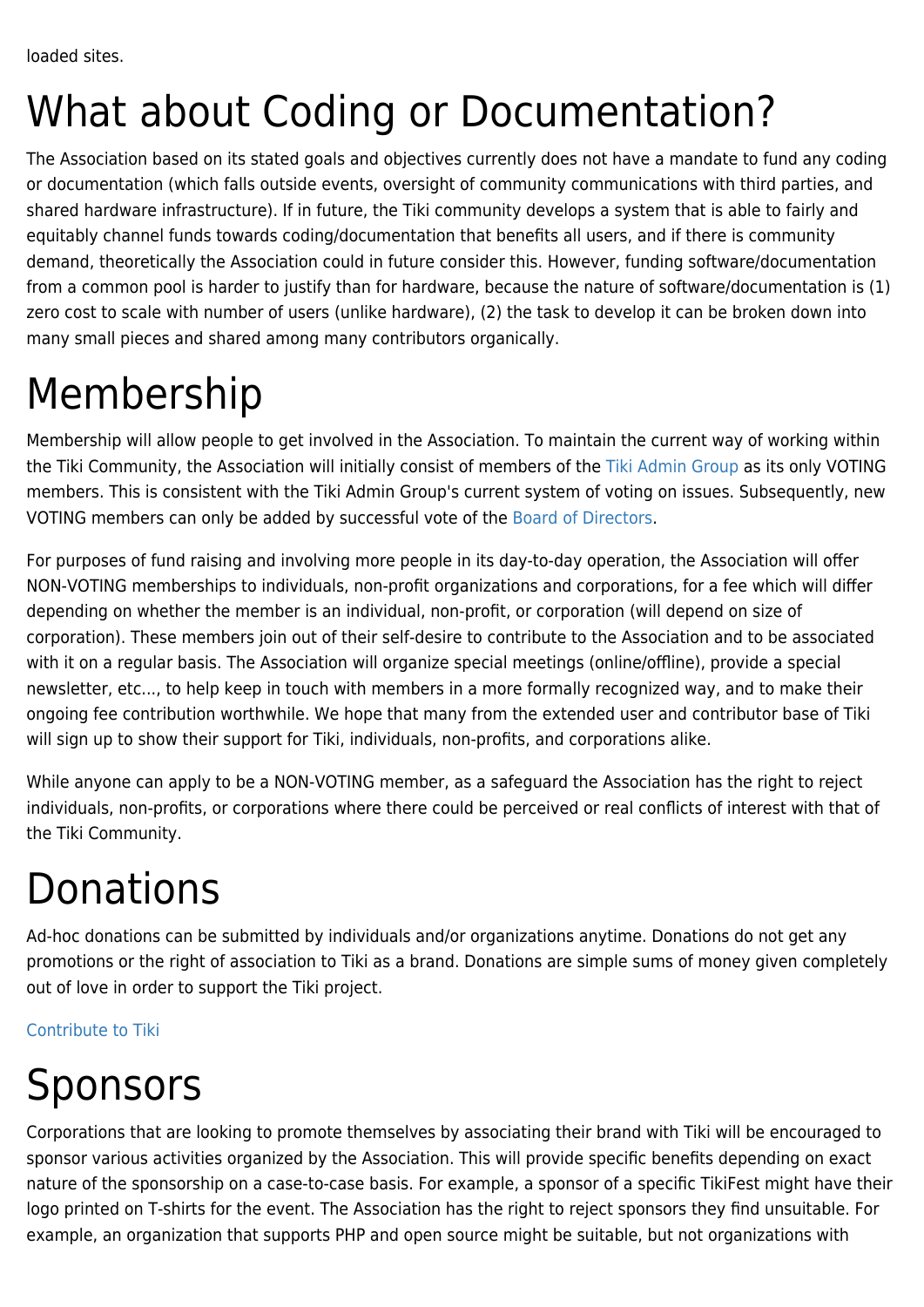loaded sites.

# What about Coding or Documentation?

The Association based on its stated goals and objectives currently does not have a mandate to fund any coding or documentation (which falls outside events, oversight of community communications with third parties, and shared hardware infrastructure). If in future, the Tiki community develops a system that is able to fairly and equitably channel funds towards coding/documentation that benefits all users, and if there is community demand, theoretically the Association could in future consider this. However, funding software/documentation from a common pool is harder to justify than for hardware, because the nature of software/documentation is (1) zero cost to scale with number of users (unlike hardware), (2) the task to develop it can be broken down into many small pieces and shared among many contributors organically.

# Membership

Membership will allow people to get involved in the Association. To maintain the current way of working within the Tiki Community, the Association will initially consist of members of the Tiki Admin Group as its only VOTING members. This is consistent with the Tiki Admin Group's current system of voting on issues. Subsequently, new VOTING members can only be added by successful vote of the Board of Directors.

For purposes of fund raising and involving more people in its day-to-day operation, the Association will offer NON-VOTING memberships to individuals, non-profit organizations and corporations, for a fee which will differ depending on whether the member is an individual, non-profit, or corporation (will depend on size of corporation). These members join out of their self-desire to contribute to the Association and to be associated with it on a regular basis. The Association will organize special meetings (online/offline), provide a special newsletter, etc..., to help keep in touch with members in a more formally recognized way, and to make their ongoing fee contribution worthwhile. We hope that many from the extended user and contributor base of Tiki will sign up to show their support for Tiki, individuals, non-profits, and corporations alike.

While anyone can apply to be a NON-VOTING member, as a safeguard the Association has the right to reject individuals, non-profits, or corporations where there could be perceived or real conflicts of interest with that of the Tiki Community.

# Donations

Ad-hoc donations can be submitted by individuals and/or organizations anytime. Donations do not get any promotions or the right of association to Tiki as a brand. Donations are simple sums of money given completely out of love in order to support the Tiki project.

Contribute to Tiki

# Sponsors

Corporations that are looking to promote themselves by associating their brand with Tiki will be encouraged to sponsor various activities organized by the Association. This will provide specific benefits depending on exact nature of the sponsorship on a case-to-case basis. For example, a sponsor of a specific TikiFest might have their logo printed on T-shirts for the event. The Association has the right to reject sponsors they find unsuitable. For example, an organization that supports PHP and open source might be suitable, but not organizations with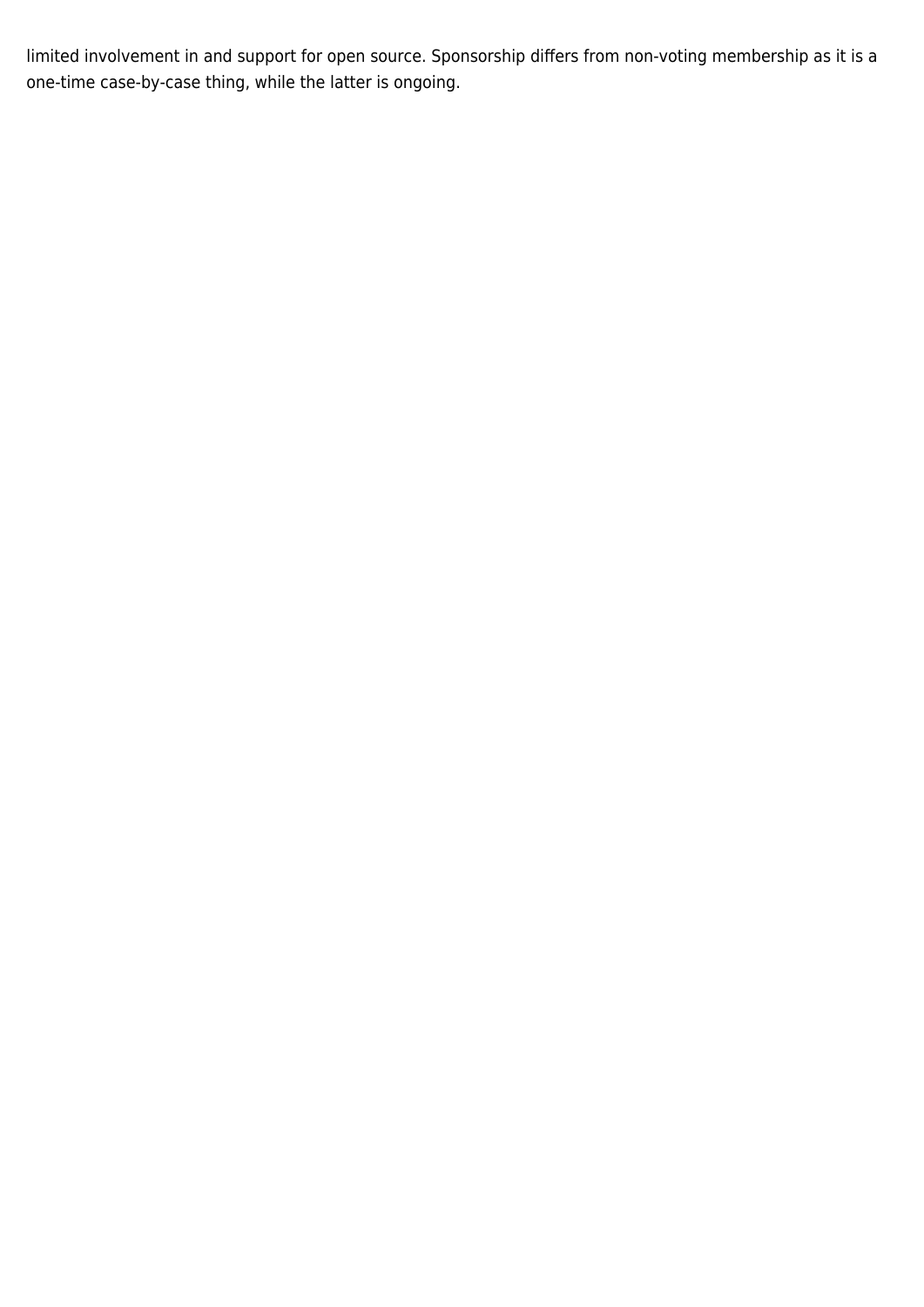limited involvement in and support for open source. Sponsorship differs from non-voting membership as it is a one-time case-by-case thing, while the latter is ongoing.